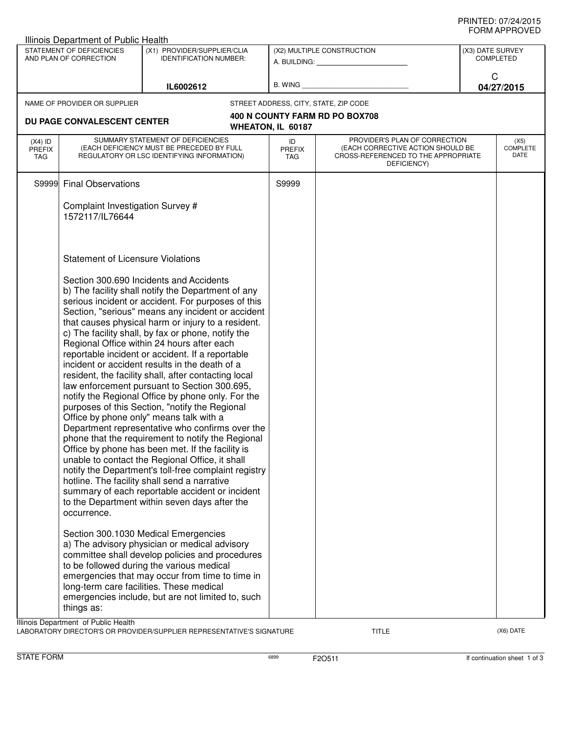PRINTED: 07/24/2015
FORM APPROVED

Illinois Department of Public Health

| STATEMENT OF DEFICIENCIES AND PLAN OF CORRECTION | (X1) PROVIDER/SUPPLIER/CLIA IDENTIFICATION NUMBER: | (X2) MULTIPLE CONSTRUCTION | (X3) DATE SURVEY COMPLETED |
|---|---|---|---|
| | IL6002612 | A. BUILDING: ___ B. WING ___ | C 04/27/2015 |

NAME OF PROVIDER OR SUPPLIER: **DU PAGE CONVALESCENT CENTER**

STREET ADDRESS, CITY, STATE, ZIP CODE: **400 N COUNTY FARM RD PO BOX708 WHEATON, IL 60187**

| (X4) ID PREFIX TAG | SUMMARY STATEMENT OF DEFICIENCIES (EACH DEFICIENCY MUST BE PRECEDED BY FULL REGULATORY OR LSC IDENTIFYING INFORMATION) | ID PREFIX TAG | PROVIDER'S PLAN OF CORRECTION (EACH CORRECTIVE ACTION SHOULD BE CROSS-REFERENCED TO THE APPROPRIATE DEFICIENCY) | (X5) COMPLETE DATE |
|---|---|---|---|---|
| S9999 | Final Observations | S9999 | | |

Complaint Investigation Survey # 1572117/IL76644

Statement of Licensure Violations

Section 300.690 Incidents and Accidents
b) The facility shall notify the Department of any serious incident or accident. For purposes of this Section, "serious" means any incident or accident that causes physical harm or injury to a resident.
c) The facility shall, by fax or phone, notify the Regional Office within 24 hours after each reportable incident or accident. If a reportable incident or accident results in the death of a resident, the facility shall, after contacting local law enforcement pursuant to Section 300.695, notify the Regional Office by phone only. For the purposes of this Section, "notify the Regional Office by phone only" means talk with a Department representative who confirms over the phone that the requirement to notify the Regional Office by phone has been met. If the facility is unable to contact the Regional Office, it shall notify the Department's toll-free complaint registry hotline. The facility shall send a narrative summary of each reportable accident or incident to the Department within seven days after the occurrence.

Section 300.1030 Medical Emergencies
a) The advisory physician or medical advisory committee shall develop policies and procedures to be followed during the various medical emergencies that may occur from time to time in long-term care facilities. These medical emergencies include, but are not limited to, such things as:

Illinois Department of Public Health
LABORATORY DIRECTOR'S OR PROVIDER/SUPPLIER REPRESENTATIVE'S SIGNATURE TITLE (X6) DATE

STATE FORM 6899 F2O511 If continuation sheet 1 of 3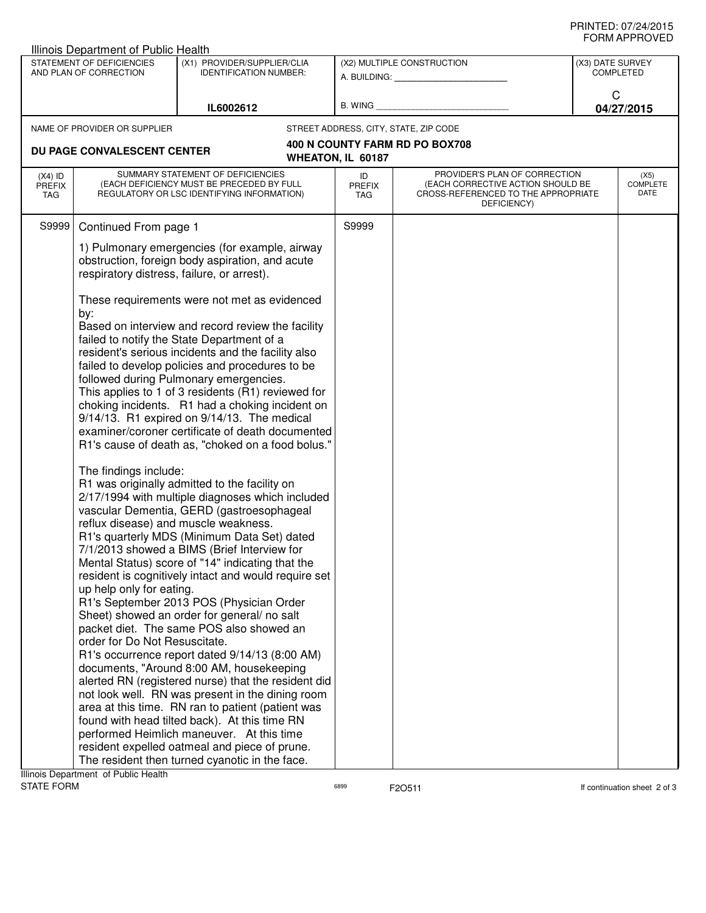PRINTED: 07/24/2015
FORM APPROVED

Illinois Department of Public Health

| STATEMENT OF DEFICIENCIES AND PLAN OF CORRECTION | (X1) PROVIDER/SUPPLIER/CLIA IDENTIFICATION NUMBER: | (X2) MULTIPLE CONSTRUCTION | (X3) DATE SURVEY COMPLETED |
|---|---|---|---|
| | IL6002612 | A. BUILDING: ______ B. WING ______ | C 04/27/2015 |

NAME OF PROVIDER OR SUPPLIER: **DU PAGE CONVALESCENT CENTER**

STREET ADDRESS, CITY, STATE, ZIP CODE: **400 N COUNTY FARM RD PO BOX708 WHEATON, IL 60187**

| (X4) ID PREFIX TAG | SUMMARY STATEMENT OF DEFICIENCIES (EACH DEFICIENCY MUST BE PRECEDED BY FULL REGULATORY OR LSC IDENTIFYING INFORMATION) | ID PREFIX TAG | PROVIDER'S PLAN OF CORRECTION (EACH CORRECTIVE ACTION SHOULD BE CROSS-REFERENCED TO THE APPROPRIATE DEFICIENCY) | (X5) COMPLETE DATE |
|---|---|---|---|---|
| S9999 | Continued From page 1 | S9999 | | |

1) Pulmonary emergencies (for example, airway obstruction, foreign body aspiration, and acute respiratory distress, failure, or arrest).

These requirements were not met as evidenced by:
Based on interview and record review the facility failed to notify the State Department of a resident's serious incidents and the facility also failed to develop policies and procedures to be followed during Pulmonary emergencies.
This applies to 1 of 3 residents (R1) reviewed for choking incidents. R1 had a choking incident on 9/14/13. R1 expired on 9/14/13. The medical examiner/coroner certificate of death documented R1's cause of death as, "choked on a food bolus."

The findings include:
R1 was originally admitted to the facility on 2/17/1994 with multiple diagnoses which included vascular Dementia, GERD (gastroesophageal reflux disease) and muscle weakness.
R1's quarterly MDS (Minimum Data Set) dated 7/1/2013 showed a BIMS (Brief Interview for Mental Status) score of "14" indicating that the resident is cognitively intact and would require set up help only for eating.
R1's September 2013 POS (Physician Order Sheet) showed an order for general/ no salt packet diet. The same POS also showed an order for Do Not Resuscitate.
R1's occurrence report dated 9/14/13 (8:00 AM) documents, "Around 8:00 AM, housekeeping alerted RN (registered nurse) that the resident did not look well. RN was present in the dining room area at this time. RN ran to patient (patient was found with head tilted back). At this time RN performed Heimlich maneuver. At this time resident expelled oatmeal and piece of prune. The resident then turned cyanotic in the face.

Illinois Department of Public Health
STATE FORM 6899 F2O511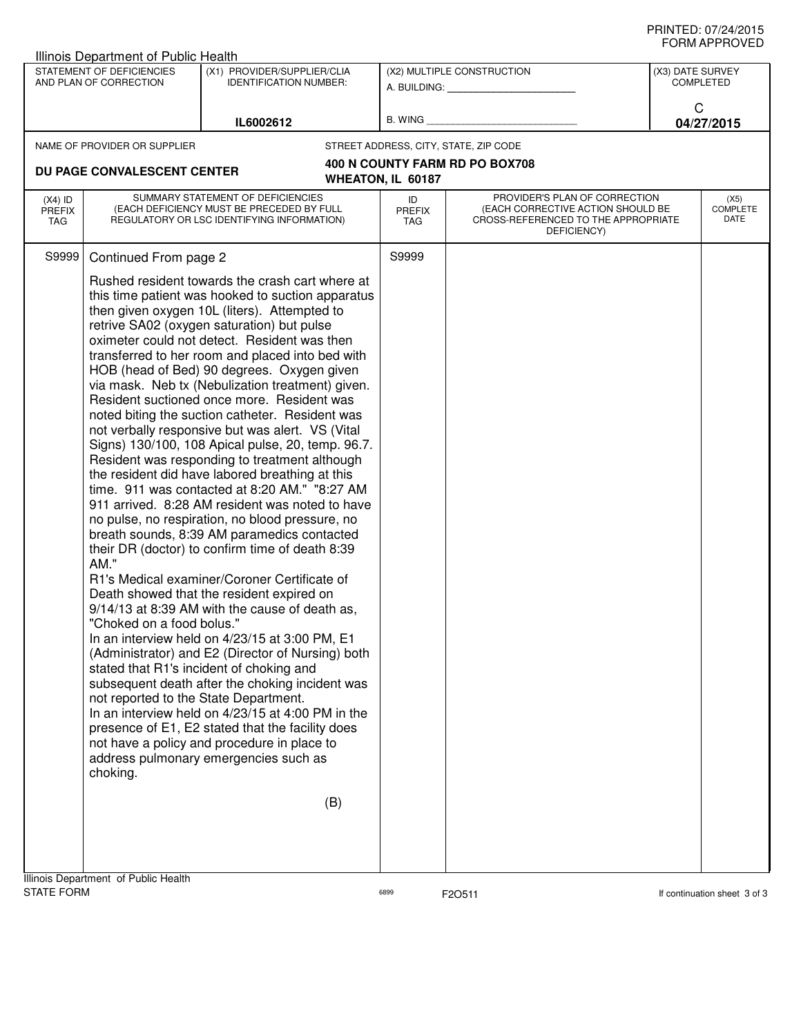Illinois Department of Public Health

| STATEMENT OF DEFICIENCIES AND PLAN OF CORRECTION | (X1) PROVIDER/SUPPLIER/CLIA IDENTIFICATION NUMBER: | (X2) MULTIPLE CONSTRUCTION | (X3) DATE SURVEY COMPLETED |
|---|---|---|---|
| | IL6002612 | A. BUILDING: ______ B. WING ______ | C 04/27/2015 |

NAME OF PROVIDER OR SUPPLIER: **DU PAGE CONVALESCENT CENTER**

STREET ADDRESS, CITY, STATE, ZIP CODE: **400 N COUNTY FARM RD PO BOX708 WHEATON, IL 60187**

| (X4) ID PREFIX TAG | SUMMARY STATEMENT OF DEFICIENCIES (EACH DEFICIENCY MUST BE PRECEDED BY FULL REGULATORY OR LSC IDENTIFYING INFORMATION) | ID PREFIX TAG | PROVIDER'S PLAN OF CORRECTION (EACH CORRECTIVE ACTION SHOULD BE CROSS-REFERENCED TO THE APPROPRIATE DEFICIENCY) | (X5) COMPLETE DATE |
|---|---|---|---|---|
| S9999 | Continued From page 2 | S9999 | | |

Rushed resident towards the crash cart where at this time patient was hooked to suction apparatus then given oxygen 10L (liters). Attempted to retrive SA02 (oxygen saturation) but pulse oximeter could not detect. Resident was then transferred to her room and placed into bed with HOB (head of Bed) 90 degrees. Oxygen given via mask. Neb tx (Nebulization treatment) given. Resident suctioned once more. Resident was noted biting the suction catheter. Resident was not verbally responsive but was alert. VS (Vital Signs) 130/100, 108 Apical pulse, 20, temp. 96.7. Resident was responding to treatment although the resident did have labored breathing at this time. 911 was contacted at 8:20 AM." "8:27 AM 911 arrived. 8:28 AM resident was noted to have no pulse, no respiration, no blood pressure, no breath sounds, 8:39 AM paramedics contacted their DR (doctor) to confirm time of death 8:39 AM."

R1's Medical examiner/Coroner Certificate of Death showed that the resident expired on 9/14/13 at 8:39 AM with the cause of death as, "Choked on a food bolus."

In an interview held on 4/23/15 at 3:00 PM, E1 (Administrator) and E2 (Director of Nursing) both stated that R1's incident of choking and subsequent death after the choking incident was not reported to the State Department.

In an interview held on 4/23/15 at 4:00 PM in the presence of E1, E2 stated that the facility does not have a policy and procedure in place to address pulmonary emergencies such as choking.

(B)

Illinois Department of Public Health
STATE FORM 6899 F2O511